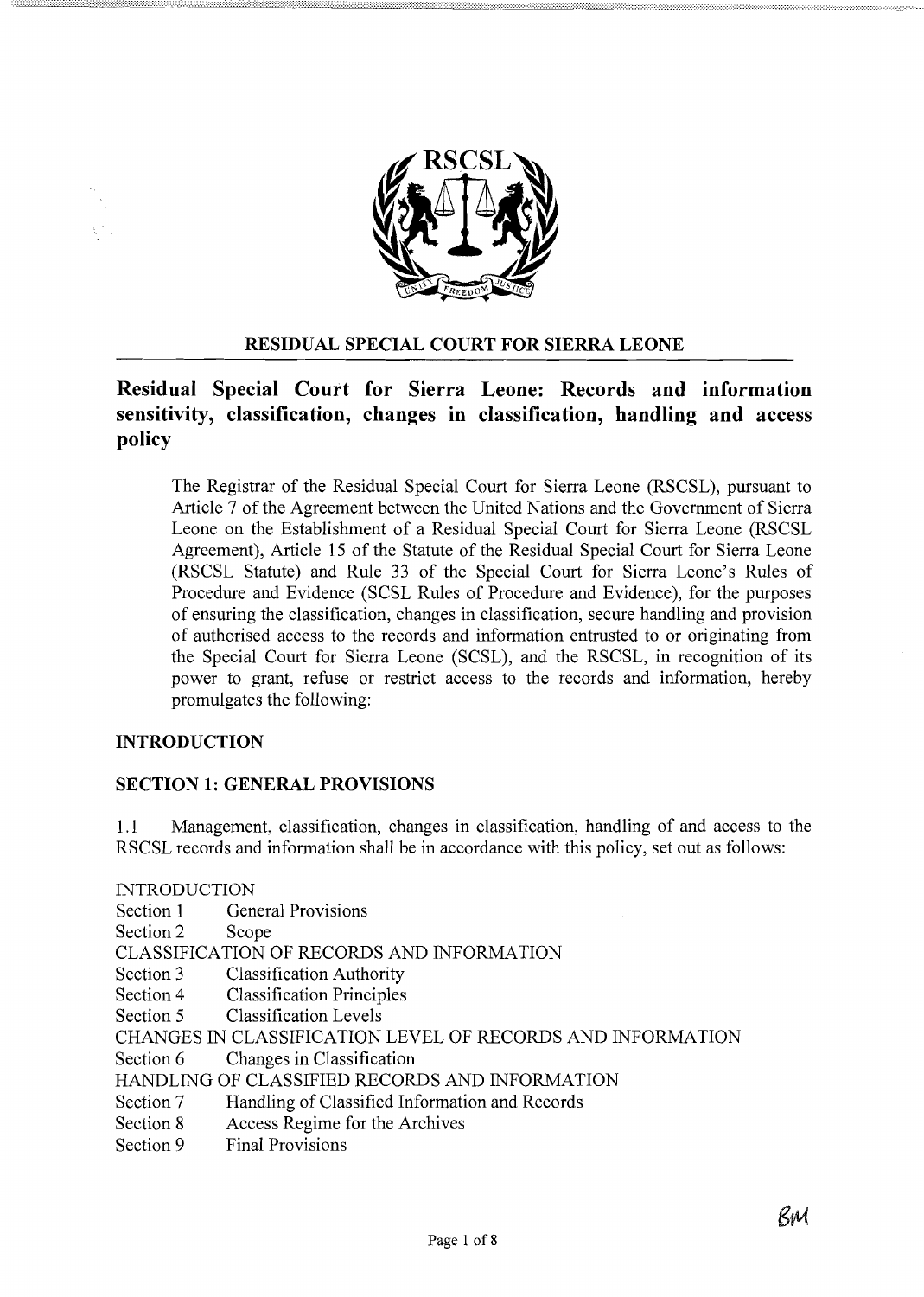**RESIDUAL SPECIAL COURT FOR SIERRA LEONE**

# Residual Special Court for Sierra Leone: Records and information sensitivity, classification, changes in classification, handling and access policy

The Registrar of the Residual Special Court for Sierra Leone (RSCSL), pursuant to Article 7 of the Agreement between the United Nations and the Government of Sierra Leone on the Establishment of a Residual Special Court for Sierra Leone (RSCSL Agreement), Article 15 of the Statute of the Residual Special Court for Sierra Leone (RSCSL Statute) and Rule 33 of the Special Court for Sierra Leone's Rules of Procedure and Evidence (SCSL Rules of Procedure and Evidence), for the purposes of ensuring the classification, changes in classification, secure handling and provision of authorised access to the records and information entrusted to or originating from the Special Court for Sierra Leone (SCSL), and the RSCSL, in recognition of its power to grant, refuse or restrict access to the records and information, hereby promulgates the following:

## INTRODUCTION

### SECTION 1: GENERAL PROVISIONS

1.1 Management, classification, changes in classification, handling of and access to the RSCSL records and information shall be in accordance with this policy, set out as follows:

INTRODUCTION
Section 1 General Provisions
Section 2 Scope
CLASSIFICATION OF RECORDS AND INFORMATION
Section 3 Classification Authority
Section 4 Classification Principles
Section 5 Classification Levels
CHANGES IN CLASSIFICATION LEVEL OF RECORDS AND INFORMATION
Section 6 Changes in Classification
HANDLING OF CLASSIFIED RECORDS AND INFORMATION
Section 7 Handling of Classified Information and Records
Section 8 Access Regime for the Archives
Section 9 Final Provisions

BM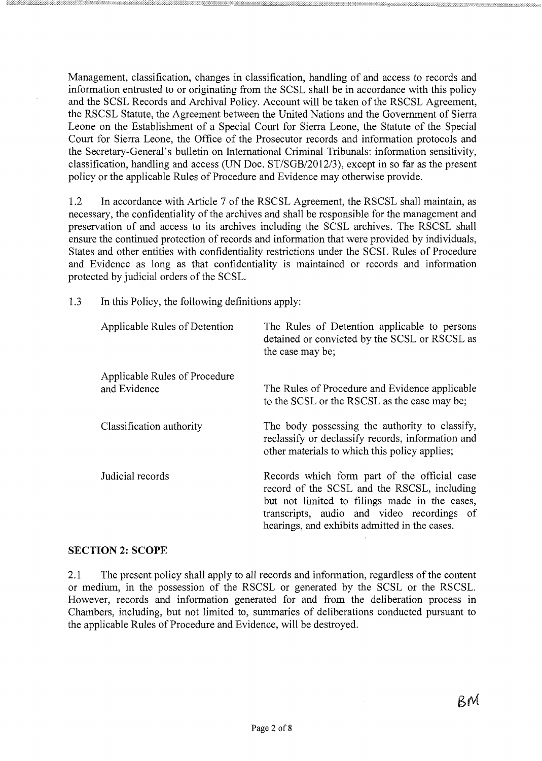Management, classification, changes in classification, handling of and access to records and information entrusted to or originating from the SCSL shall be in accordance with this policy and the SCSL Records and Archival Policy. Account will be taken of the RSCSL Agreement, the RSCSL Statute, the Agreement between the United Nations and the Government of Sierra Leone on the Establishment of a Special Court for Sierra Leone, the Statute of the Special Court for Sierra Leone, the Office of the Prosecutor records and information protocols and the Secretary-General's bulletin on International Criminal Tribunals: information sensitivity, classification, handling and access (UN Doc. ST/SGB/2012/3), except in so far as the present policy or the applicable Rules of Procedure and Evidence may otherwise provide.

1.2 In accordance with Article 7 of the RSCSL Agreement, the RSCSL shall maintain, as necessary, the confidentiality of the archives and shall be responsible for the management and preservation of and access to its archives including the SCSL archives. The RSCSL shall ensure the continued protection of records and information that were provided by individuals, States and other entities with confidentiality restrictions under the SCSL Rules of Procedure and Evidence as long as that confidentiality is maintained or records and information protected by judicial orders of the SCSL.

1.3 In this Policy, the following definitions apply:

| | |
|---|---|
| Applicable Rules of Detention | The Rules of Detention applicable to persons detained or convicted by the SCSL or RSCSL as the case may be; |
| Applicable Rules of Procedure and Evidence | The Rules of Procedure and Evidence applicable to the SCSL or the RSCSL as the case may be; |
| Classification authority | The body possessing the authority to classify, reclassify or declassify records, information and other materials to which this policy applies; |
| Judicial records | Records which form part of the official case record of the SCSL and the RSCSL, including but not limited to filings made in the cases, transcripts, audio and video recordings of hearings, and exhibits admitted in the cases. |

## SECTION 2: SCOPE

2.1 The present policy shall apply to all records and information, regardless of the content or medium, in the possession of the RSCSL or generated by the SCSL or the RSCSL. However, records and information generated for and from the deliberation process in Chambers, including, but not limited to, summaries of deliberations conducted pursuant to the applicable Rules of Procedure and Evidence, will be destroyed.

BM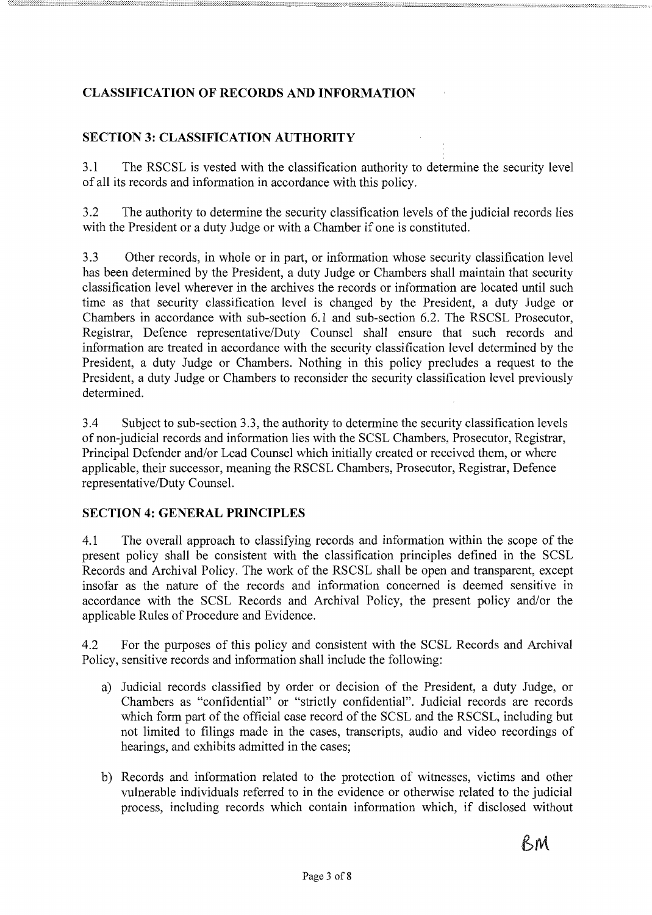## CLASSIFICATION OF RECORDS AND INFORMATION

### SECTION 3: CLASSIFICATION AUTHORITY

3.1 The RSCSL is vested with the classification authority to determine the security level of all its records and information in accordance with this policy.

3.2 The authority to determine the security classification levels of the judicial records lies with the President or a duty Judge or with a Chamber if one is constituted.

3.3 Other records, in whole or in part, or information whose security classification level has been determined by the President, a duty Judge or Chambers shall maintain that security classification level wherever in the archives the records or information are located until such time as that security classification level is changed by the President, a duty Judge or Chambers in accordance with sub-section 6.1 and sub-section 6.2. The RSCSL Prosecutor, Registrar, Defence representative/Duty Counsel shall ensure that such records and information are treated in accordance with the security classification level determined by the President, a duty Judge or Chambers. Nothing in this policy precludes a request to the President, a duty Judge or Chambers to reconsider the security classification level previously determined.

3.4 Subject to sub-section 3.3, the authority to determine the security classification levels of non-judicial records and information lies with the SCSL Chambers, Prosecutor, Registrar, Principal Defender and/or Lead Counsel which initially created or received them, or where applicable, their successor, meaning the RSCSL Chambers, Prosecutor, Registrar, Defence representative/Duty Counsel.

### SECTION 4: GENERAL PRINCIPLES

4.1 The overall approach to classifying records and information within the scope of the present policy shall be consistent with the classification principles defined in the SCSL Records and Archival Policy. The work of the RSCSL shall be open and transparent, except insofar as the nature of the records and information concerned is deemed sensitive in accordance with the SCSL Records and Archival Policy, the present policy and/or the applicable Rules of Procedure and Evidence.

4.2 For the purposes of this policy and consistent with the SCSL Records and Archival Policy, sensitive records and information shall include the following:

a) Judicial records classified by order or decision of the President, a duty Judge, or Chambers as "confidential" or "strictly confidential". Judicial records are records which form part of the official case record of the SCSL and the RSCSL, including but not limited to filings made in the cases, transcripts, audio and video recordings of hearings, and exhibits admitted in the cases;

b) Records and information related to the protection of witnesses, victims and other vulnerable individuals referred to in the evidence or otherwise related to the judicial process, including records which contain information which, if disclosed without

BM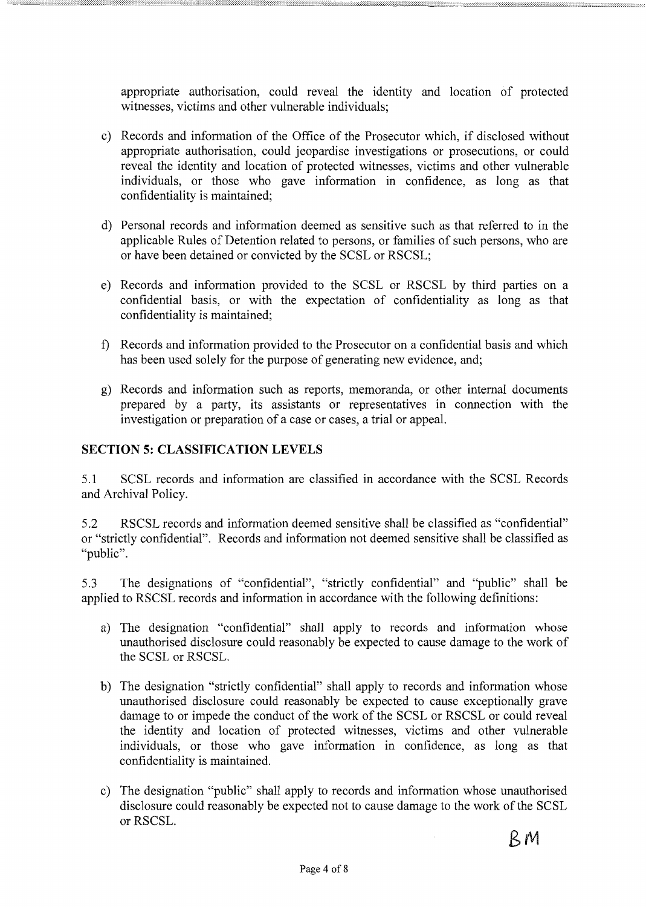appropriate authorisation, could reveal the identity and location of protected witnesses, victims and other vulnerable individuals;

c) Records and information of the Office of the Prosecutor which, if disclosed without appropriate authorisation, could jeopardise investigations or prosecutions, or could reveal the identity and location of protected witnesses, victims and other vulnerable individuals, or those who gave information in confidence, as long as that confidentiality is maintained;

d) Personal records and information deemed as sensitive such as that referred to in the applicable Rules of Detention related to persons, or families of such persons, who are or have been detained or convicted by the SCSL or RSCSL;

e) Records and information provided to the SCSL or RSCSL by third parties on a confidential basis, or with the expectation of confidentiality as long as that confidentiality is maintained;

f) Records and information provided to the Prosecutor on a confidential basis and which has been used solely for the purpose of generating new evidence, and;

g) Records and information such as reports, memoranda, or other internal documents prepared by a party, its assistants or representatives in connection with the investigation or preparation of a case or cases, a trial or appeal.

## SECTION 5: CLASSIFICATION LEVELS

5.1 SCSL records and information are classified in accordance with the SCSL Records and Archival Policy.

5.2 RSCSL records and information deemed sensitive shall be classified as "confidential" or "strictly confidential". Records and information not deemed sensitive shall be classified as "public".

5.3 The designations of "confidential", "strictly confidential" and "public" shall be applied to RSCSL records and information in accordance with the following definitions:

a) The designation "confidential" shall apply to records and information whose unauthorised disclosure could reasonably be expected to cause damage to the work of the SCSL or RSCSL.

b) The designation "strictly confidential" shall apply to records and information whose unauthorised disclosure could reasonably be expected to cause exceptionally grave damage to or impede the conduct of the work of the SCSL or RSCSL or could reveal the identity and location of protected witnesses, victims and other vulnerable individuals, or those who gave information in confidence, as long as that confidentiality is maintained.

c) The designation "public" shall apply to records and information whose unauthorised disclosure could reasonably be expected not to cause damage to the work of the SCSL or RSCSL.

BM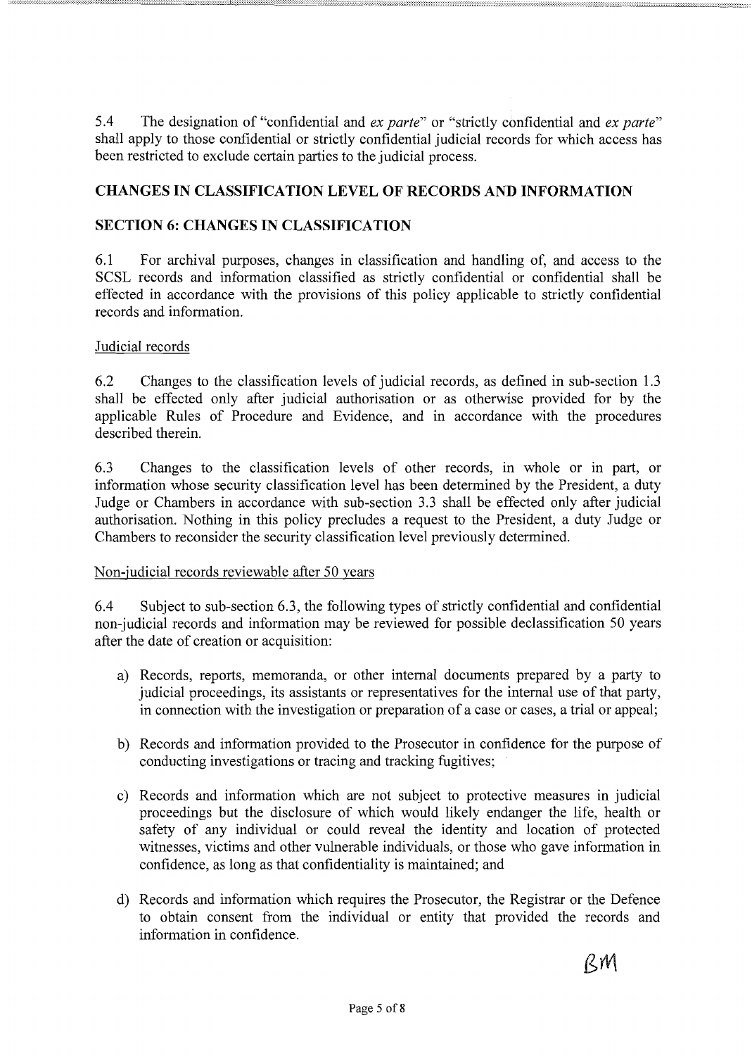5.4 The designation of "confidential and *ex parte*" or "strictly confidential and *ex parte*" shall apply to those confidential or strictly confidential judicial records for which access has been restricted to exclude certain parties to the judicial process.

## CHANGES IN CLASSIFICATION LEVEL OF RECORDS AND INFORMATION

### SECTION 6: CHANGES IN CLASSIFICATION

6.1 For archival purposes, changes in classification and handling of, and access to the SCSL records and information classified as strictly confidential or confidential shall be effected in accordance with the provisions of this policy applicable to strictly confidential records and information.

Judicial records

6.2 Changes to the classification levels of judicial records, as defined in sub-section 1.3 shall be effected only after judicial authorisation or as otherwise provided for by the applicable Rules of Procedure and Evidence, and in accordance with the procedures described therein.

6.3 Changes to the classification levels of other records, in whole or in part, or information whose security classification level has been determined by the President, a duty Judge or Chambers in accordance with sub-section 3.3 shall be effected only after judicial authorisation. Nothing in this policy precludes a request to the President, a duty Judge or Chambers to reconsider the security classification level previously determined.

Non-judicial records reviewable after 50 years

6.4 Subject to sub-section 6.3, the following types of strictly confidential and confidential non-judicial records and information may be reviewed for possible declassification 50 years after the date of creation or acquisition:

a) Records, reports, memoranda, or other internal documents prepared by a party to judicial proceedings, its assistants or representatives for the internal use of that party, in connection with the investigation or preparation of a case or cases, a trial or appeal;

b) Records and information provided to the Prosecutor in confidence for the purpose of conducting investigations or tracing and tracking fugitives;

c) Records and information which are not subject to protective measures in judicial proceedings but the disclosure of which would likely endanger the life, health or safety of any individual or could reveal the identity and location of protected witnesses, victims and other vulnerable individuals, or those who gave information in confidence, as long as that confidentiality is maintained; and

d) Records and information which requires the Prosecutor, the Registrar or the Defence to obtain consent from the individual or entity that provided the records and information in confidence.

BM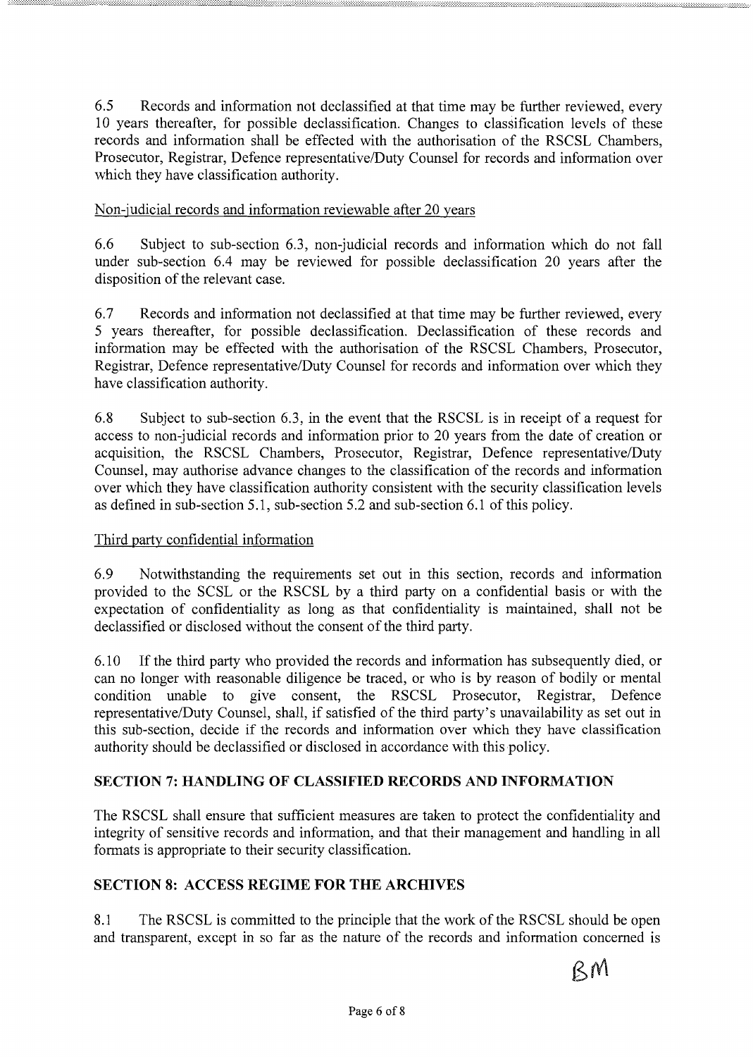6.5 Records and information not declassified at that time may be further reviewed, every 10 years thereafter, for possible declassification. Changes to classification levels of these records and information shall be effected with the authorisation of the RSCSL Chambers, Prosecutor, Registrar, Defence representative/Duty Counsel for records and information over which they have classification authority.

Non-judicial records and information reviewable after 20 years

6.6 Subject to sub-section 6.3, non-judicial records and information which do not fall under sub-section 6.4 may be reviewed for possible declassification 20 years after the disposition of the relevant case.

6.7 Records and information not declassified at that time may be further reviewed, every 5 years thereafter, for possible declassification. Declassification of these records and information may be effected with the authorisation of the RSCSL Chambers, Prosecutor, Registrar, Defence representative/Duty Counsel for records and information over which they have classification authority.

6.8 Subject to sub-section 6.3, in the event that the RSCSL is in receipt of a request for access to non-judicial records and information prior to 20 years from the date of creation or acquisition, the RSCSL Chambers, Prosecutor, Registrar, Defence representative/Duty Counsel, may authorise advance changes to the classification of the records and information over which they have classification authority consistent with the security classification levels as defined in sub-section 5.1, sub-section 5.2 and sub-section 6.1 of this policy.

Third party confidential information

6.9 Notwithstanding the requirements set out in this section, records and information provided to the SCSL or the RSCSL by a third party on a confidential basis or with the expectation of confidentiality as long as that confidentiality is maintained, shall not be declassified or disclosed without the consent of the third party.

6.10 If the third party who provided the records and information has subsequently died, or can no longer with reasonable diligence be traced, or who is by reason of bodily or mental condition unable to give consent, the RSCSL Prosecutor, Registrar, Defence representative/Duty Counsel, shall, if satisfied of the third party's unavailability as set out in this sub-section, decide if the records and information over which they have classification authority should be declassified or disclosed in accordance with this policy.

## SECTION 7: HANDLING OF CLASSIFIED RECORDS AND INFORMATION

The RSCSL shall ensure that sufficient measures are taken to protect the confidentiality and integrity of sensitive records and information, and that their management and handling in all formats is appropriate to their security classification.

## SECTION 8: ACCESS REGIME FOR THE ARCHIVES

8.1 The RSCSL is committed to the principle that the work of the RSCSL should be open and transparent, except in so far as the nature of the records and information concerned is

BM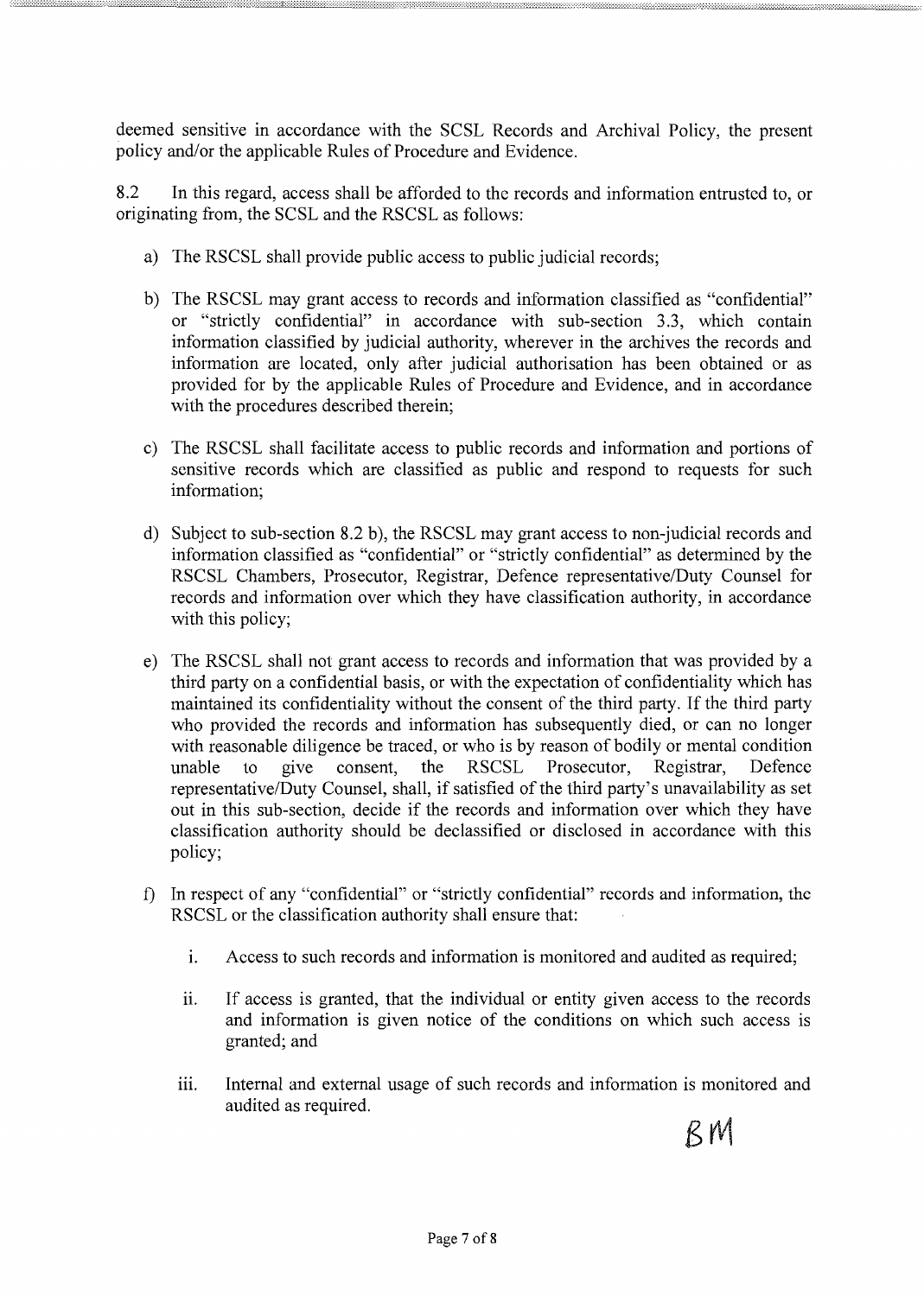deemed sensitive in accordance with the SCSL Records and Archival Policy, the present policy and/or the applicable Rules of Procedure and Evidence.

8.2 In this regard, access shall be afforded to the records and information entrusted to, or originating from, the SCSL and the RSCSL as follows:

a) The RSCSL shall provide public access to public judicial records;

b) The RSCSL may grant access to records and information classified as "confidential" or "strictly confidential" in accordance with sub-section 3.3, which contain information classified by judicial authority, wherever in the archives the records and information are located, only after judicial authorisation has been obtained or as provided for by the applicable Rules of Procedure and Evidence, and in accordance with the procedures described therein;

c) The RSCSL shall facilitate access to public records and information and portions of sensitive records which are classified as public and respond to requests for such information;

d) Subject to sub-section 8.2 b), the RSCSL may grant access to non-judicial records and information classified as "confidential" or "strictly confidential" as determined by the RSCSL Chambers, Prosecutor, Registrar, Defence representative/Duty Counsel for records and information over which they have classification authority, in accordance with this policy;

e) The RSCSL shall not grant access to records and information that was provided by a third party on a confidential basis, or with the expectation of confidentiality which has maintained its confidentiality without the consent of the third party. If the third party who provided the records and information has subsequently died, or can no longer with reasonable diligence be traced, or who is by reason of bodily or mental condition unable to give consent, the RSCSL Prosecutor, Registrar, Defence representative/Duty Counsel, shall, if satisfied of the third party's unavailability as set out in this sub-section, decide if the records and information over which they have classification authority should be declassified or disclosed in accordance with this policy;

f) In respect of any "confidential" or "strictly confidential" records and information, the RSCSL or the classification authority shall ensure that:

   i. Access to such records and information is monitored and audited as required;

   ii. If access is granted, that the individual or entity given access to the records and information is given notice of the conditions on which such access is granted; and

   iii. Internal and external usage of such records and information is monitored and audited as required.

BM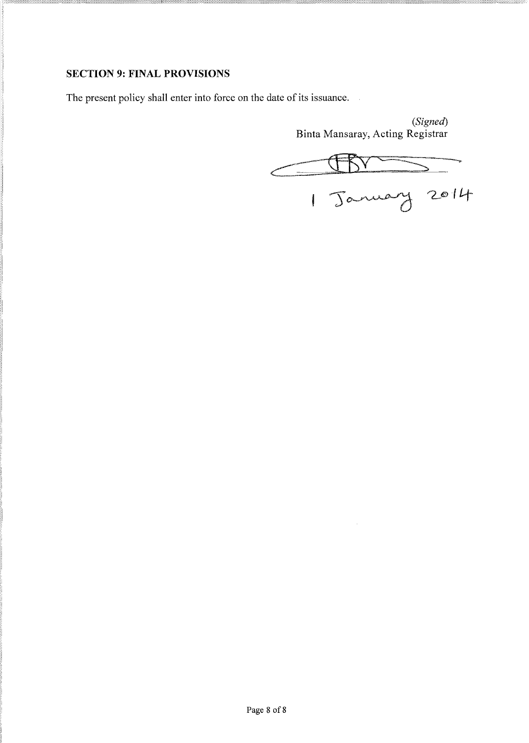## SECTION 9: FINAL PROVISIONS

The present policy shall enter into force on the date of its issuance.

*(Signed)*
Binta Mansaray, Acting Registrar

1 January 2014